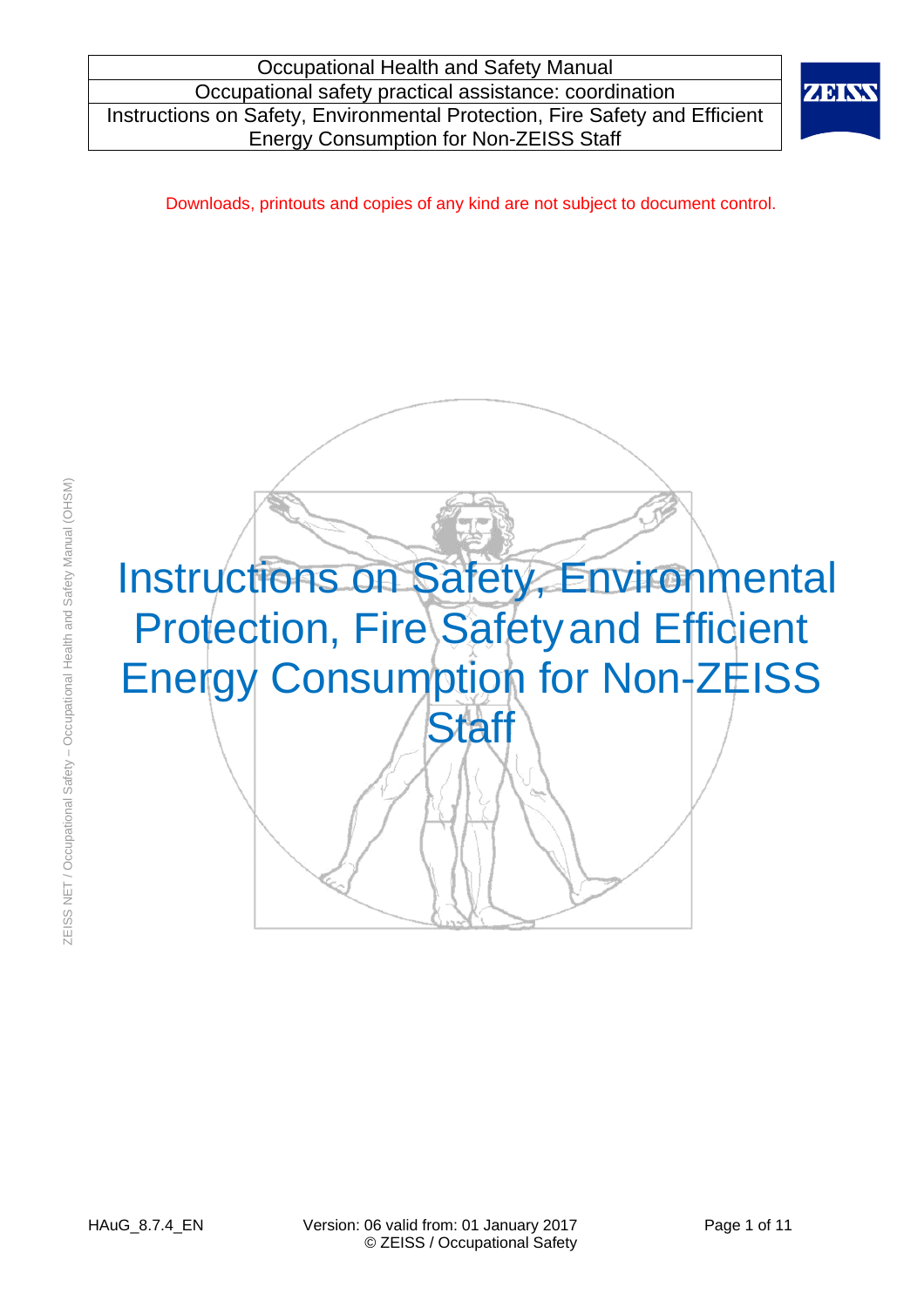Downloads, printouts and copies of any kind are not subject to document control.

# Instructions on Safety, Environmental Protection, Fire Safety and Efficient Energy Consumption for Non-ZEISS Staff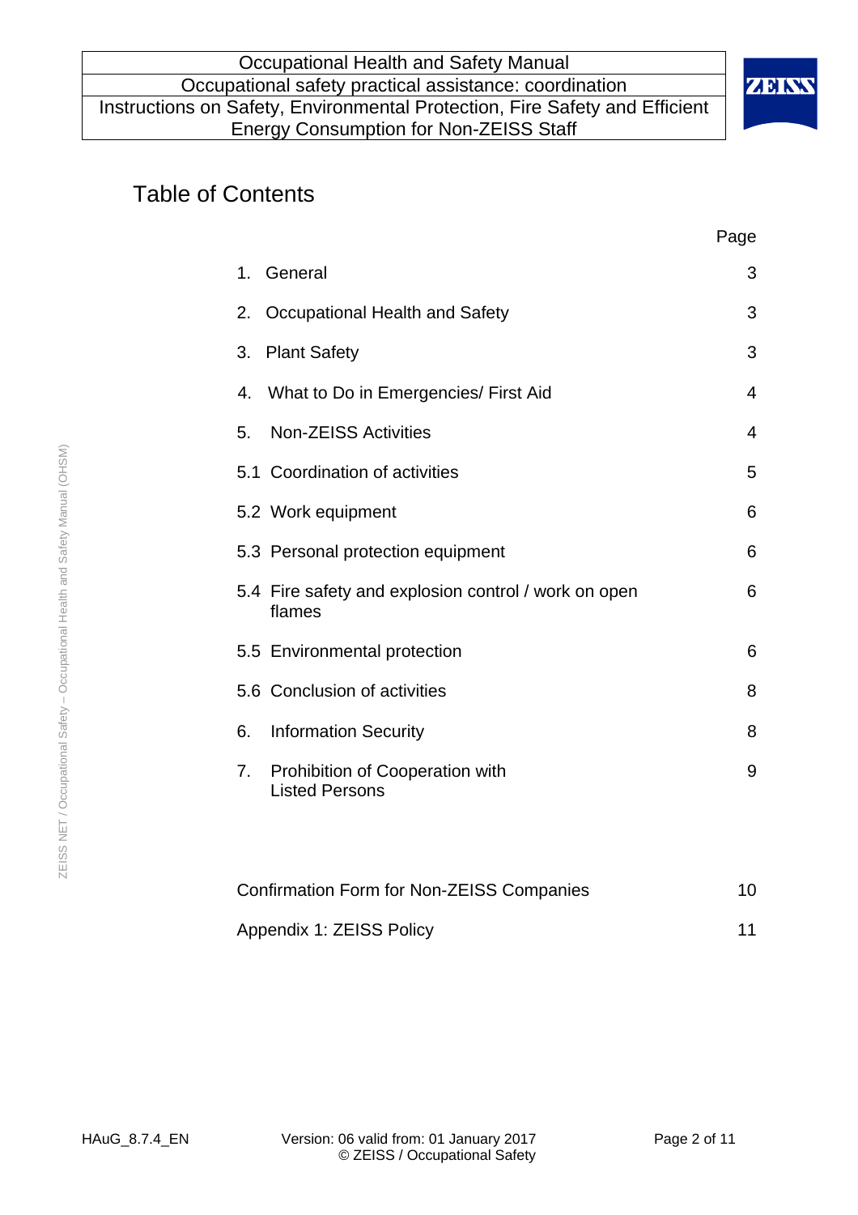# Table of Contents

| | Page |
| --- | --- |
| 1. General | 3 |
| 2. Occupational Health and Safety | 3 |
| 3. Plant Safety | 3 |
| 4. What to Do in Emergencies/ First Aid | 4 |
| 5. Non-ZEISS Activities | 4 |
| 5.1 Coordination of activities | 5 |
| 5.2 Work equipment | 6 |
| 5.3 Personal protection equipment | 6 |
| 5.4 Fire safety and explosion control / work on open flames | 6 |
| 5.5 Environmental protection | 6 |
| 5.6 Conclusion of activities | 8 |
| 6. Information Security | 8 |
| 7. Prohibition of Cooperation with Listed Persons | 9 |
| Confirmation Form for Non-ZEISS Companies | 10 |
| Appendix 1: ZEISS Policy | 11 |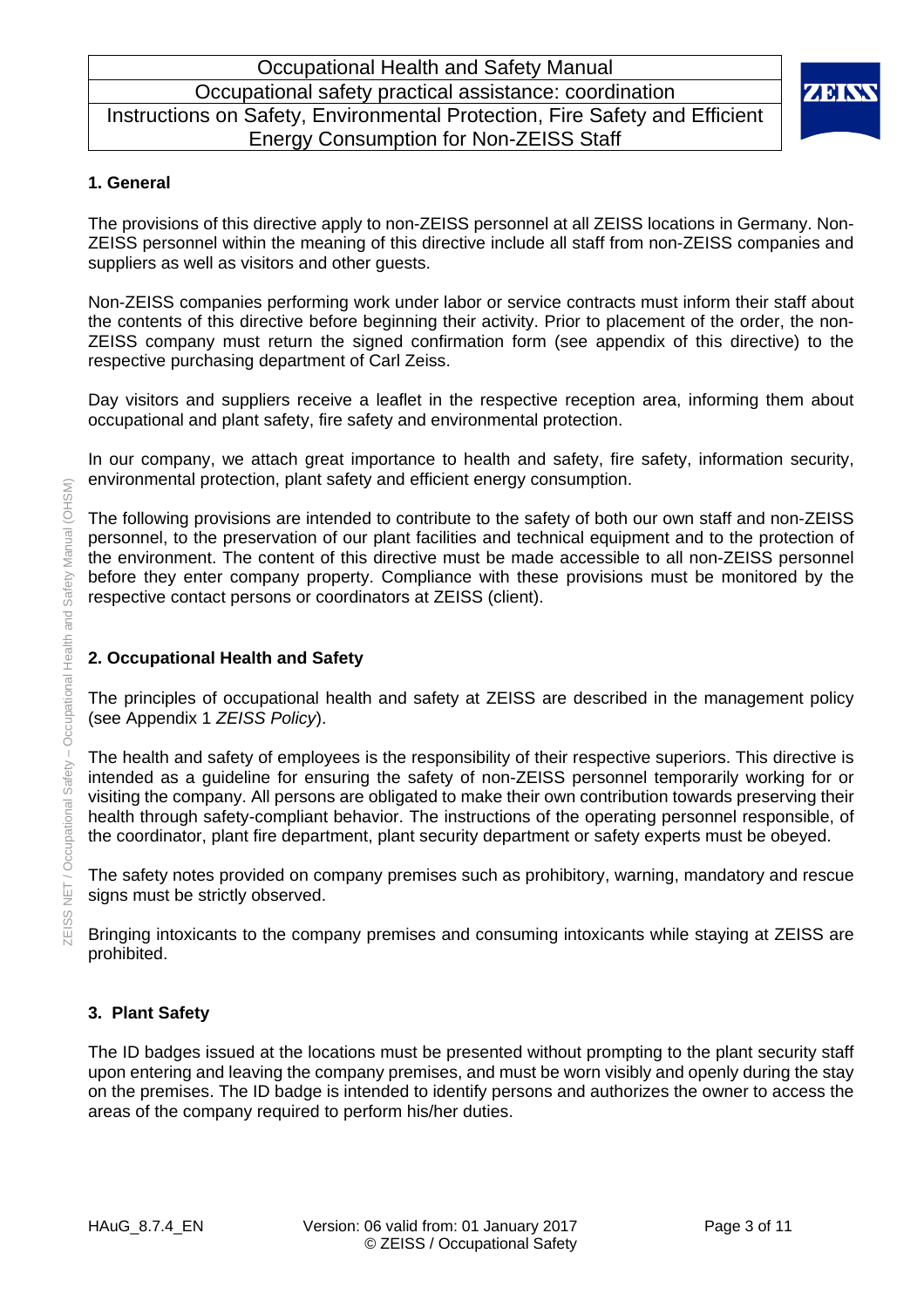## 1. General

The provisions of this directive apply to non-ZEISS personnel at all ZEISS locations in Germany. Non-ZEISS personnel within the meaning of this directive include all staff from non-ZEISS companies and suppliers as well as visitors and other guests.

Non-ZEISS companies performing work under labor or service contracts must inform their staff about the contents of this directive before beginning their activity. Prior to placement of the order, the non-ZEISS company must return the signed confirmation form (see appendix of this directive) to the respective purchasing department of Carl Zeiss.

Day visitors and suppliers receive a leaflet in the respective reception area, informing them about occupational and plant safety, fire safety and environmental protection.

In our company, we attach great importance to health and safety, fire safety, information security, environmental protection, plant safety and efficient energy consumption.

The following provisions are intended to contribute to the safety of both our own staff and non-ZEISS personnel, to the preservation of our plant facilities and technical equipment and to the protection of the environment. The content of this directive must be made accessible to all non-ZEISS personnel before they enter company property. Compliance with these provisions must be monitored by the respective contact persons or coordinators at ZEISS (client).

## 2. Occupational Health and Safety

The principles of occupational health and safety at ZEISS are described in the management policy (see Appendix 1 *ZEISS Policy*).

The health and safety of employees is the responsibility of their respective superiors. This directive is intended as a guideline for ensuring the safety of non-ZEISS personnel temporarily working for or visiting the company. All persons are obligated to make their own contribution towards preserving their health through safety-compliant behavior. The instructions of the operating personnel responsible, of the coordinator, plant fire department, plant security department or safety experts must be obeyed.

The safety notes provided on company premises such as prohibitory, warning, mandatory and rescue signs must be strictly observed.

Bringing intoxicants to the company premises and consuming intoxicants while staying at ZEISS are prohibited.

## 3. Plant Safety

The ID badges issued at the locations must be presented without prompting to the plant security staff upon entering and leaving the company premises, and must be worn visibly and openly during the stay on the premises. The ID badge is intended to identify persons and authorizes the owner to access the areas of the company required to perform his/her duties.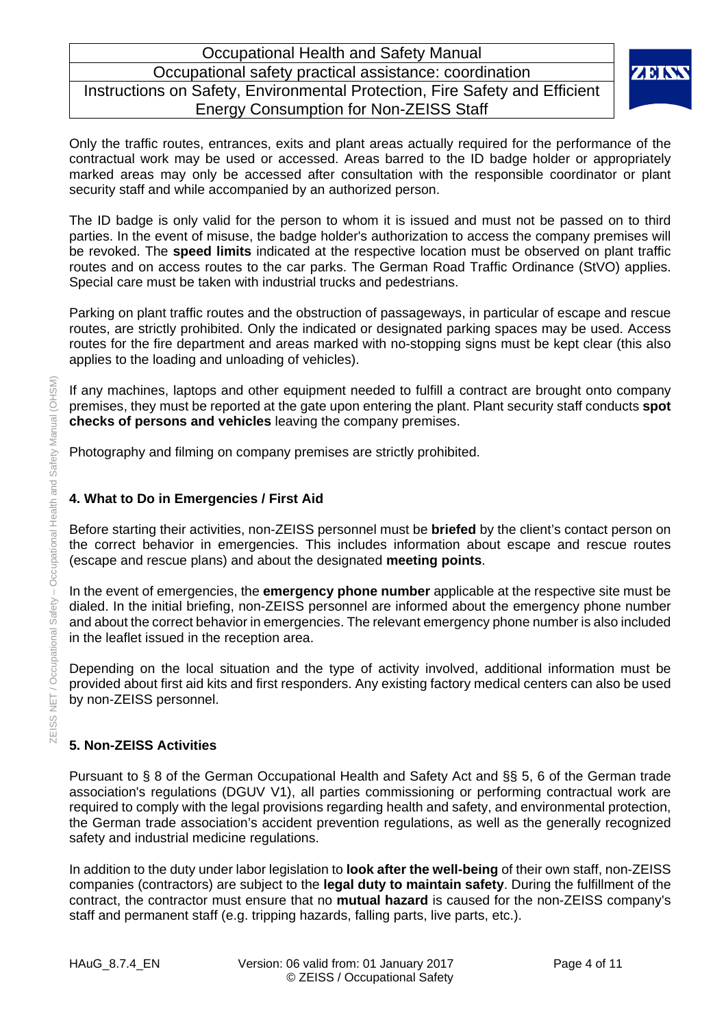Only the traffic routes, entrances, exits and plant areas actually required for the performance of the contractual work may be used or accessed. Areas barred to the ID badge holder or appropriately marked areas may only be accessed after consultation with the responsible coordinator or plant security staff and while accompanied by an authorized person.

The ID badge is only valid for the person to whom it is issued and must not be passed on to third parties. In the event of misuse, the badge holder's authorization to access the company premises will be revoked. The **speed limits** indicated at the respective location must be observed on plant traffic routes and on access routes to the car parks. The German Road Traffic Ordinance (StVO) applies. Special care must be taken with industrial trucks and pedestrians.

Parking on plant traffic routes and the obstruction of passageways, in particular of escape and rescue routes, are strictly prohibited. Only the indicated or designated parking spaces may be used. Access routes for the fire department and areas marked with no-stopping signs must be kept clear (this also applies to the loading and unloading of vehicles).

If any machines, laptops and other equipment needed to fulfill a contract are brought onto company premises, they must be reported at the gate upon entering the plant. Plant security staff conducts **spot checks of persons and vehicles** leaving the company premises.

Photography and filming on company premises are strictly prohibited.

## 4. What to Do in Emergencies / First Aid

Before starting their activities, non-ZEISS personnel must be **briefed** by the client's contact person on the correct behavior in emergencies. This includes information about escape and rescue routes (escape and rescue plans) and about the designated **meeting points**.

In the event of emergencies, the **emergency phone number** applicable at the respective site must be dialed. In the initial briefing, non-ZEISS personnel are informed about the emergency phone number and about the correct behavior in emergencies. The relevant emergency phone number is also included in the leaflet issued in the reception area.

Depending on the local situation and the type of activity involved, additional information must be provided about first aid kits and first responders. Any existing factory medical centers can also be used by non-ZEISS personnel.

## 5. Non-ZEISS Activities

Pursuant to § 8 of the German Occupational Health and Safety Act and §§ 5, 6 of the German trade association's regulations (DGUV V1), all parties commissioning or performing contractual work are required to comply with the legal provisions regarding health and safety, and environmental protection, the German trade association's accident prevention regulations, as well as the generally recognized safety and industrial medicine regulations.

In addition to the duty under labor legislation to **look after the well-being** of their own staff, non-ZEISS companies (contractors) are subject to the **legal duty to maintain safety**. During the fulfillment of the contract, the contractor must ensure that no **mutual hazard** is caused for the non-ZEISS company's staff and permanent staff (e.g. tripping hazards, falling parts, live parts, etc.).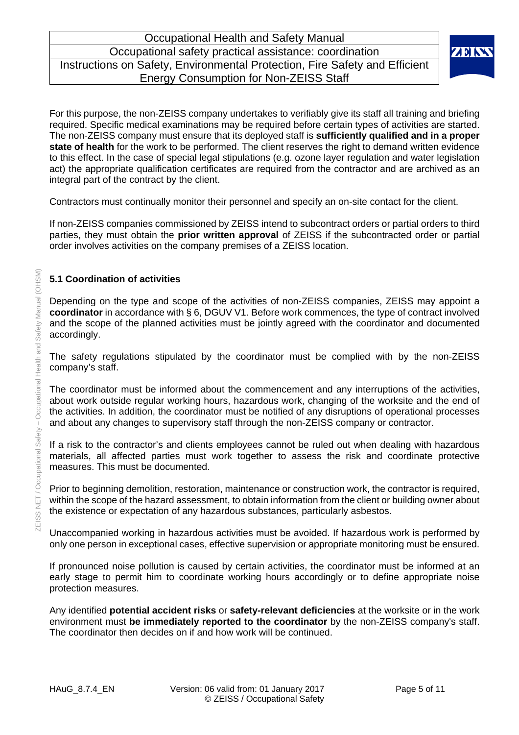For this purpose, the non-ZEISS company undertakes to verifiably give its staff all training and briefing required. Specific medical examinations may be required before certain types of activities are started. The non-ZEISS company must ensure that its deployed staff is **sufficiently qualified and in a proper state of health** for the work to be performed. The client reserves the right to demand written evidence to this effect. In the case of special legal stipulations (e.g. ozone layer regulation and water legislation act) the appropriate qualification certificates are required from the contractor and are archived as an integral part of the contract by the client.

Contractors must continually monitor their personnel and specify an on-site contact for the client.

If non-ZEISS companies commissioned by ZEISS intend to subcontract orders or partial orders to third parties, they must obtain the **prior written approval** of ZEISS if the subcontracted order or partial order involves activities on the company premises of a ZEISS location.

### 5.1 Coordination of activities

Depending on the type and scope of the activities of non-ZEISS companies, ZEISS may appoint a **coordinator** in accordance with § 6, DGUV V1. Before work commences, the type of contract involved and the scope of the planned activities must be jointly agreed with the coordinator and documented accordingly.

The safety regulations stipulated by the coordinator must be complied with by the non-ZEISS company's staff.

The coordinator must be informed about the commencement and any interruptions of the activities, about work outside regular working hours, hazardous work, changing of the worksite and the end of the activities. In addition, the coordinator must be notified of any disruptions of operational processes and about any changes to supervisory staff through the non-ZEISS company or contractor.

If a risk to the contractor's and clients employees cannot be ruled out when dealing with hazardous materials, all affected parties must work together to assess the risk and coordinate protective measures. This must be documented.

Prior to beginning demolition, restoration, maintenance or construction work, the contractor is required, within the scope of the hazard assessment, to obtain information from the client or building owner about the existence or expectation of any hazardous substances, particularly asbestos.

Unaccompanied working in hazardous activities must be avoided. If hazardous work is performed by only one person in exceptional cases, effective supervision or appropriate monitoring must be ensured.

If pronounced noise pollution is caused by certain activities, the coordinator must be informed at an early stage to permit him to coordinate working hours accordingly or to define appropriate noise protection measures.

Any identified **potential accident risks** or **safety-relevant deficiencies** at the worksite or in the work environment must **be immediately reported to the coordinator** by the non-ZEISS company's staff. The coordinator then decides on if and how work will be continued.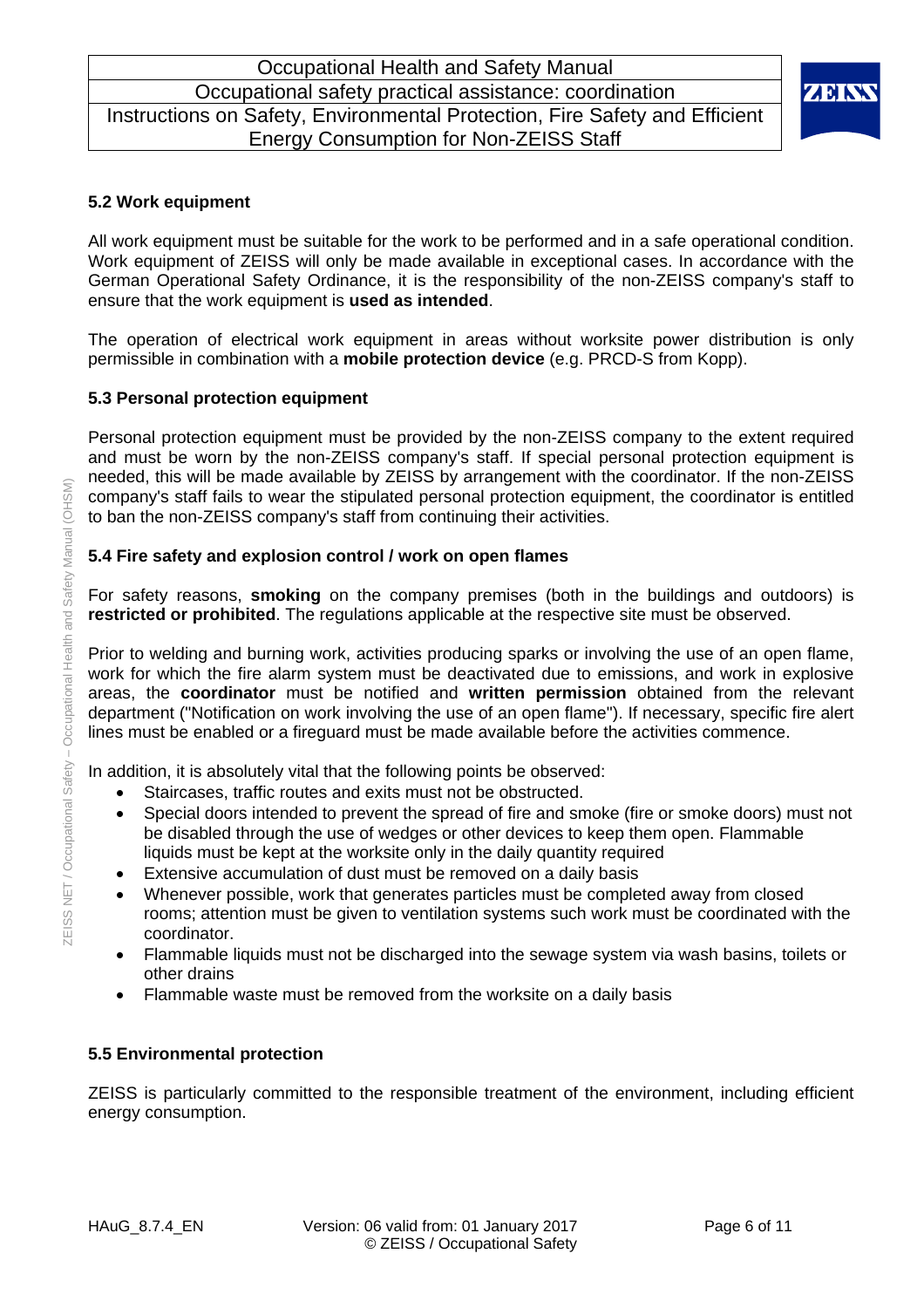### 5.2 Work equipment

All work equipment must be suitable for the work to be performed and in a safe operational condition. Work equipment of ZEISS will only be made available in exceptional cases. In accordance with the German Operational Safety Ordinance, it is the responsibility of the non-ZEISS company's staff to ensure that the work equipment is **used as intended**.

The operation of electrical work equipment in areas without worksite power distribution is only permissible in combination with a **mobile protection device** (e.g. PRCD-S from Kopp).

### 5.3 Personal protection equipment

Personal protection equipment must be provided by the non-ZEISS company to the extent required and must be worn by the non-ZEISS company's staff. If special personal protection equipment is needed, this will be made available by ZEISS by arrangement with the coordinator. If the non-ZEISS company's staff fails to wear the stipulated personal protection equipment, the coordinator is entitled to ban the non-ZEISS company's staff from continuing their activities.

### 5.4 Fire safety and explosion control / work on open flames

For safety reasons, **smoking** on the company premises (both in the buildings and outdoors) is **restricted or prohibited**. The regulations applicable at the respective site must be observed.

Prior to welding and burning work, activities producing sparks or involving the use of an open flame, work for which the fire alarm system must be deactivated due to emissions, and work in explosive areas, the **coordinator** must be notified and **written permission** obtained from the relevant department ("Notification on work involving the use of an open flame"). If necessary, specific fire alert lines must be enabled or a fireguard must be made available before the activities commence.

In addition, it is absolutely vital that the following points be observed:

- Staircases, traffic routes and exits must not be obstructed.
- Special doors intended to prevent the spread of fire and smoke (fire or smoke doors) must not be disabled through the use of wedges or other devices to keep them open. Flammable liquids must be kept at the worksite only in the daily quantity required
- Extensive accumulation of dust must be removed on a daily basis
- Whenever possible, work that generates particles must be completed away from closed rooms; attention must be given to ventilation systems such work must be coordinated with the coordinator.
- Flammable liquids must not be discharged into the sewage system via wash basins, toilets or other drains
- Flammable waste must be removed from the worksite on a daily basis

### 5.5 Environmental protection

ZEISS is particularly committed to the responsible treatment of the environment, including efficient energy consumption.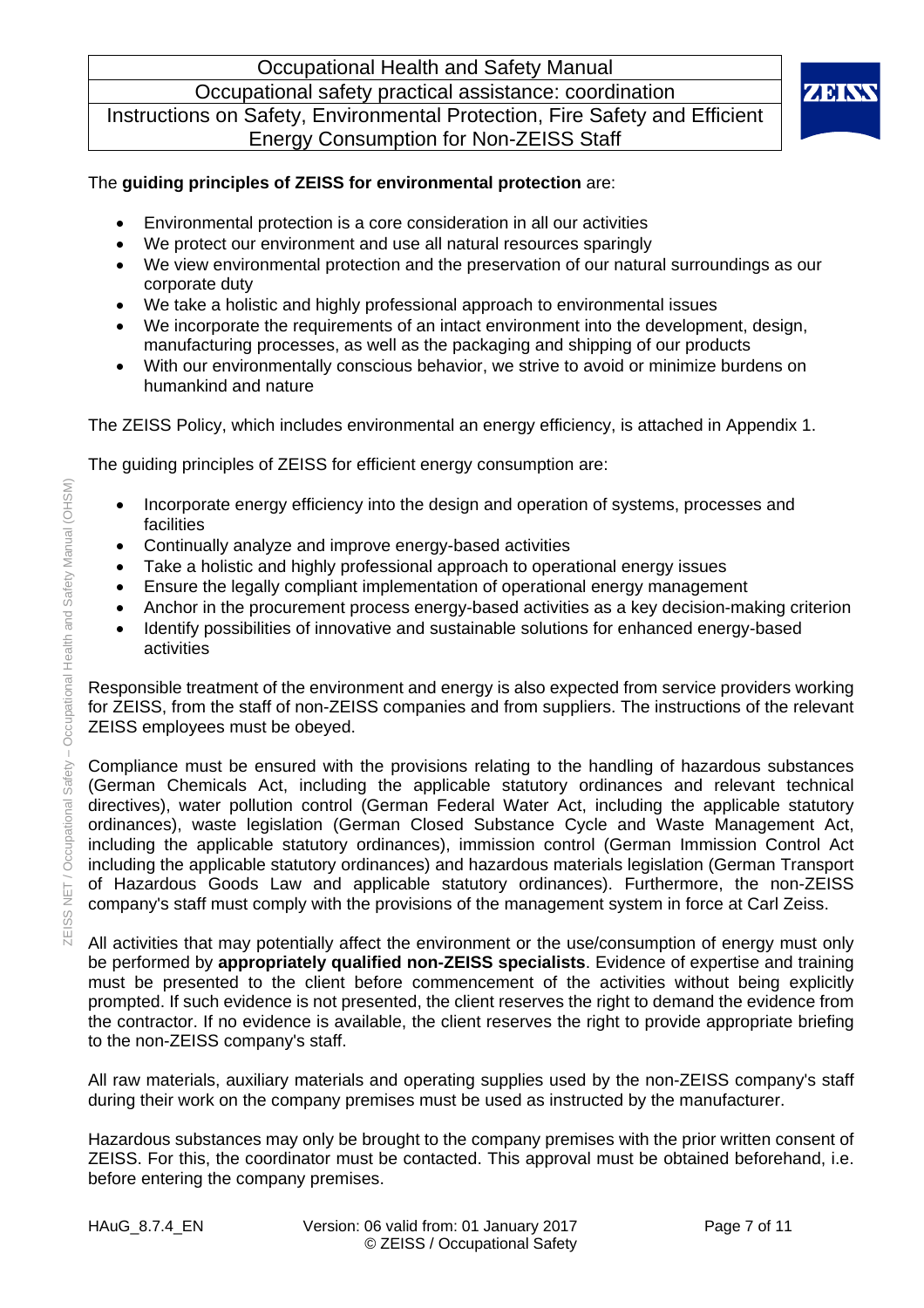The **guiding principles of ZEISS for environmental protection** are:

- Environmental protection is a core consideration in all our activities
- We protect our environment and use all natural resources sparingly
- We view environmental protection and the preservation of our natural surroundings as our corporate duty
- We take a holistic and highly professional approach to environmental issues
- We incorporate the requirements of an intact environment into the development, design, manufacturing processes, as well as the packaging and shipping of our products
- With our environmentally conscious behavior, we strive to avoid or minimize burdens on humankind and nature

The ZEISS Policy, which includes environmental an energy efficiency, is attached in Appendix 1.

The guiding principles of ZEISS for efficient energy consumption are:

- Incorporate energy efficiency into the design and operation of systems, processes and facilities
- Continually analyze and improve energy-based activities
- Take a holistic and highly professional approach to operational energy issues
- Ensure the legally compliant implementation of operational energy management
- Anchor in the procurement process energy-based activities as a key decision-making criterion
- Identify possibilities of innovative and sustainable solutions for enhanced energy-based activities

Responsible treatment of the environment and energy is also expected from service providers working for ZEISS, from the staff of non-ZEISS companies and from suppliers. The instructions of the relevant ZEISS employees must be obeyed.

Compliance must be ensured with the provisions relating to the handling of hazardous substances (German Chemicals Act, including the applicable statutory ordinances and relevant technical directives), water pollution control (German Federal Water Act, including the applicable statutory ordinances), waste legislation (German Closed Substance Cycle and Waste Management Act, including the applicable statutory ordinances), immission control (German Immission Control Act including the applicable statutory ordinances) and hazardous materials legislation (German Transport of Hazardous Goods Law and applicable statutory ordinances). Furthermore, the non-ZEISS company's staff must comply with the provisions of the management system in force at Carl Zeiss.

All activities that may potentially affect the environment or the use/consumption of energy must only be performed by **appropriately qualified non-ZEISS specialists**. Evidence of expertise and training must be presented to the client before commencement of the activities without being explicitly prompted. If such evidence is not presented, the client reserves the right to demand the evidence from the contractor. If no evidence is available, the client reserves the right to provide appropriate briefing to the non-ZEISS company's staff.

All raw materials, auxiliary materials and operating supplies used by the non-ZEISS company's staff during their work on the company premises must be used as instructed by the manufacturer.

Hazardous substances may only be brought to the company premises with the prior written consent of ZEISS. For this, the coordinator must be contacted. This approval must be obtained beforehand, i.e. before entering the company premises.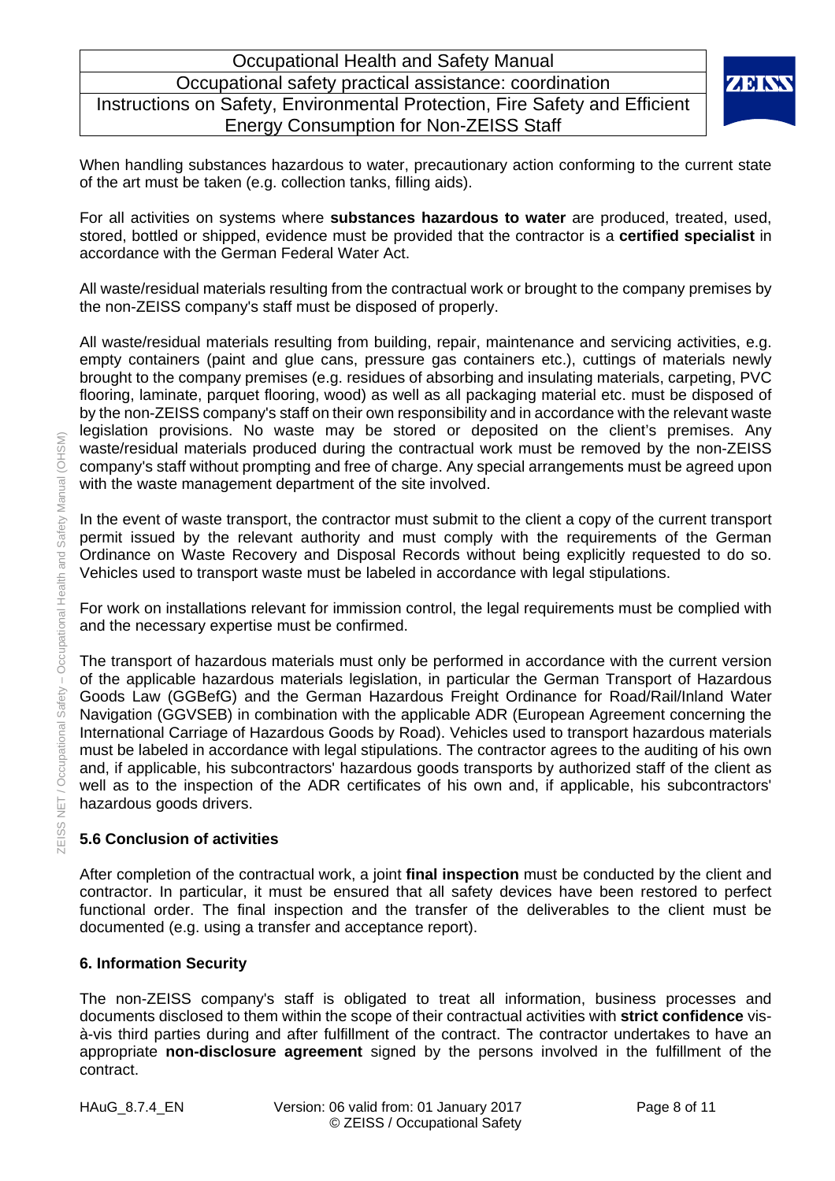When handling substances hazardous to water, precautionary action conforming to the current state of the art must be taken (e.g. collection tanks, filling aids).

For all activities on systems where **substances hazardous to water** are produced, treated, used, stored, bottled or shipped, evidence must be provided that the contractor is a **certified specialist** in accordance with the German Federal Water Act.

All waste/residual materials resulting from the contractual work or brought to the company premises by the non-ZEISS company's staff must be disposed of properly.

All waste/residual materials resulting from building, repair, maintenance and servicing activities, e.g. empty containers (paint and glue cans, pressure gas containers etc.), cuttings of materials newly brought to the company premises (e.g. residues of absorbing and insulating materials, carpeting, PVC flooring, laminate, parquet flooring, wood) as well as all packaging material etc. must be disposed of by the non-ZEISS company's staff on their own responsibility and in accordance with the relevant waste legislation provisions. No waste may be stored or deposited on the client's premises. Any waste/residual materials produced during the contractual work must be removed by the non-ZEISS company's staff without prompting and free of charge. Any special arrangements must be agreed upon with the waste management department of the site involved.

In the event of waste transport, the contractor must submit to the client a copy of the current transport permit issued by the relevant authority and must comply with the requirements of the German Ordinance on Waste Recovery and Disposal Records without being explicitly requested to do so. Vehicles used to transport waste must be labeled in accordance with legal stipulations.

For work on installations relevant for immission control, the legal requirements must be complied with and the necessary expertise must be confirmed.

The transport of hazardous materials must only be performed in accordance with the current version of the applicable hazardous materials legislation, in particular the German Transport of Hazardous Goods Law (GGBefG) and the German Hazardous Freight Ordinance for Road/Rail/Inland Water Navigation (GGVSEB) in combination with the applicable ADR (European Agreement concerning the International Carriage of Hazardous Goods by Road). Vehicles used to transport hazardous materials must be labeled in accordance with legal stipulations. The contractor agrees to the auditing of his own and, if applicable, his subcontractors' hazardous goods transports by authorized staff of the client as well as to the inspection of the ADR certificates of his own and, if applicable, his subcontractors' hazardous goods drivers.

### 5.6 Conclusion of activities

After completion of the contractual work, a joint **final inspection** must be conducted by the client and contractor. In particular, it must be ensured that all safety devices have been restored to perfect functional order. The final inspection and the transfer of the deliverables to the client must be documented (e.g. using a transfer and acceptance report).

## 6. Information Security

The non-ZEISS company's staff is obligated to treat all information, business processes and documents disclosed to them within the scope of their contractual activities with **strict confidence** vis-à-vis third parties during and after fulfillment of the contract. The contractor undertakes to have an appropriate **non-disclosure agreement** signed by the persons involved in the fulfillment of the contract.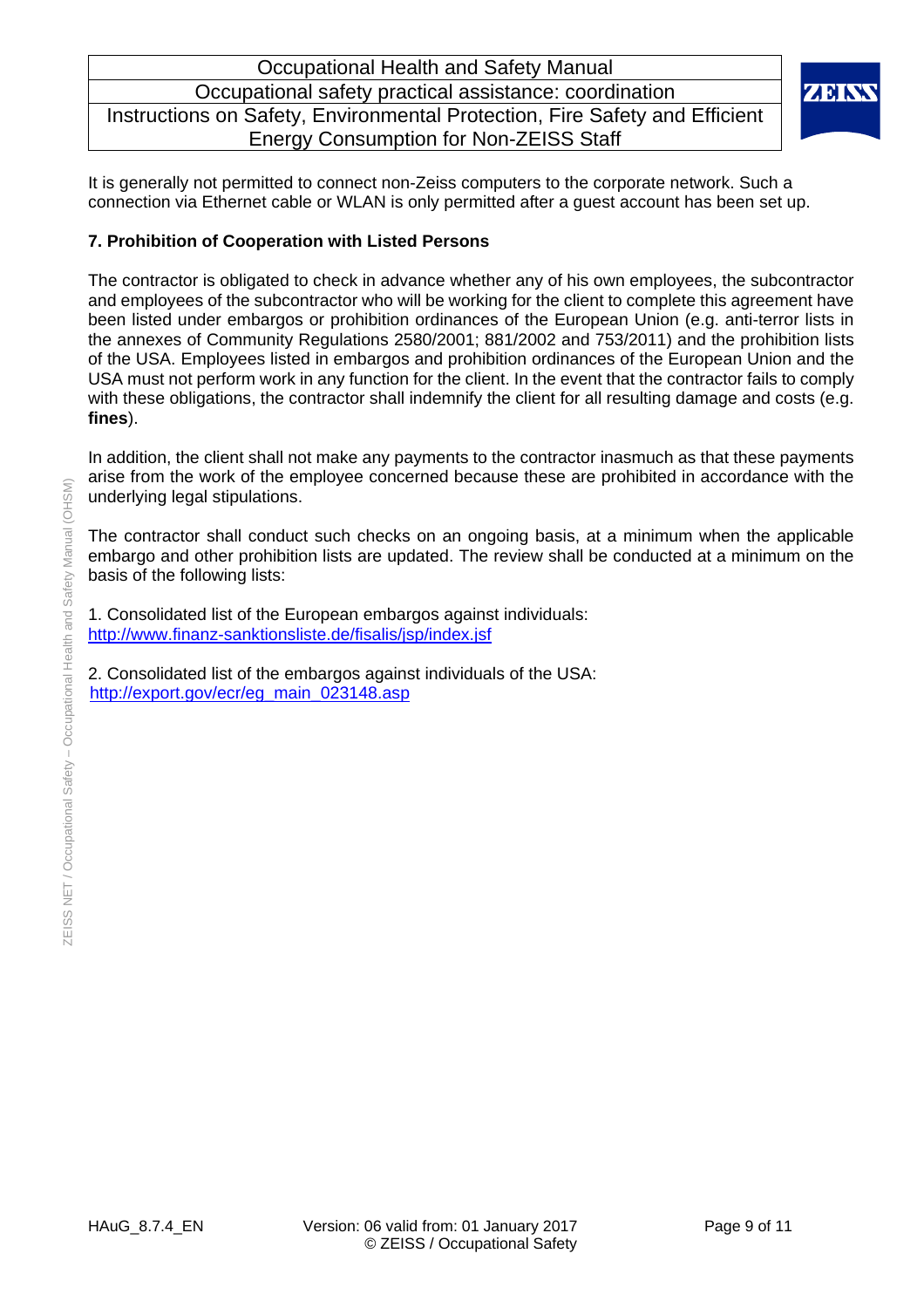It is generally not permitted to connect non-Zeiss computers to the corporate network. Such a connection via Ethernet cable or WLAN is only permitted after a guest account has been set up.

## 7. Prohibition of Cooperation with Listed Persons

The contractor is obligated to check in advance whether any of his own employees, the subcontractor and employees of the subcontractor who will be working for the client to complete this agreement have been listed under embargos or prohibition ordinances of the European Union (e.g. anti-terror lists in the annexes of Community Regulations 2580/2001; 881/2002 and 753/2011) and the prohibition lists of the USA. Employees listed in embargos and prohibition ordinances of the European Union and the USA must not perform work in any function for the client. In the event that the contractor fails to comply with these obligations, the contractor shall indemnify the client for all resulting damage and costs (e.g. **fines**).

In addition, the client shall not make any payments to the contractor inasmuch as that these payments arise from the work of the employee concerned because these are prohibited in accordance with the underlying legal stipulations.

The contractor shall conduct such checks on an ongoing basis, at a minimum when the applicable embargo and other prohibition lists are updated. The review shall be conducted at a minimum on the basis of the following lists:

1. Consolidated list of the European embargos against individuals:
http://www.finanz-sanktionsliste.de/fisalis/jsp/index.jsf

2. Consolidated list of the embargos against individuals of the USA:
http://export.gov/ecr/eg_main_023148.asp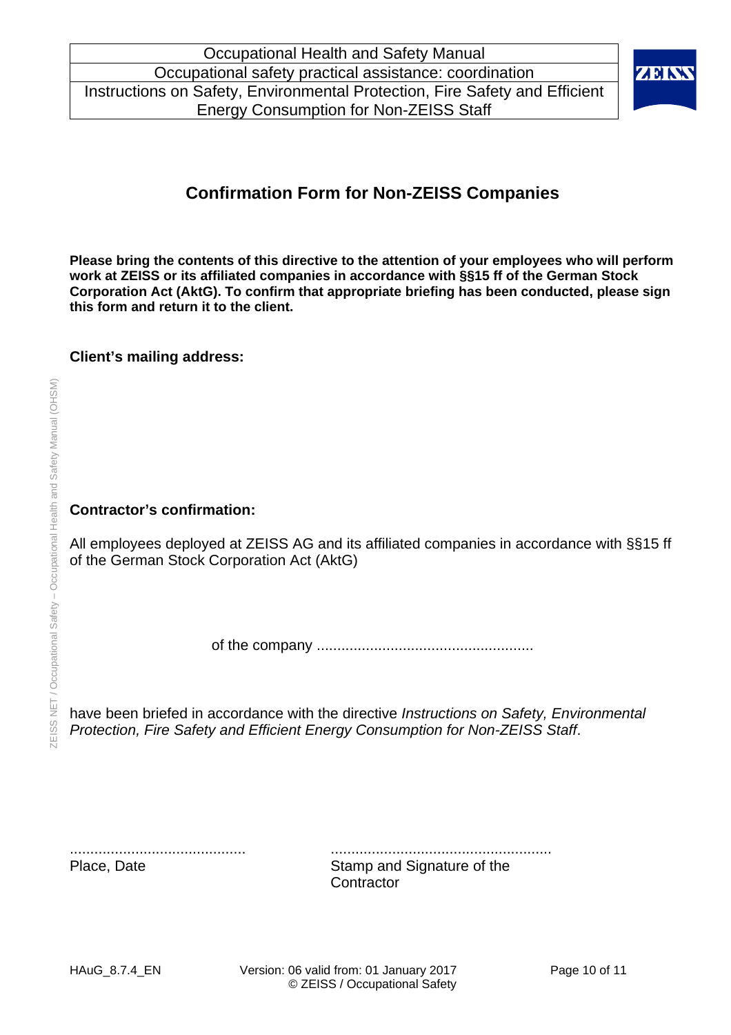## Confirmation Form for Non-ZEISS Companies

**Please bring the contents of this directive to the attention of your employees who will perform work at ZEISS or its affiliated companies in accordance with §§15 ff of the German Stock Corporation Act (AktG). To confirm that appropriate briefing has been conducted, please sign this form and return it to the client.**

**Client's mailing address:**

**Contractor's confirmation:**

All employees deployed at ZEISS AG and its affiliated companies in accordance with §§15 ff of the German Stock Corporation Act (AktG)

of the company ....................................................

have been briefed in accordance with the directive *Instructions on Safety, Environmental Protection, Fire Safety and Efficient Energy Consumption for Non-ZEISS Staff*.

| .......................................... | ..................................................... |
|---|---|
| Place, Date | Stamp and Signature of the Contractor |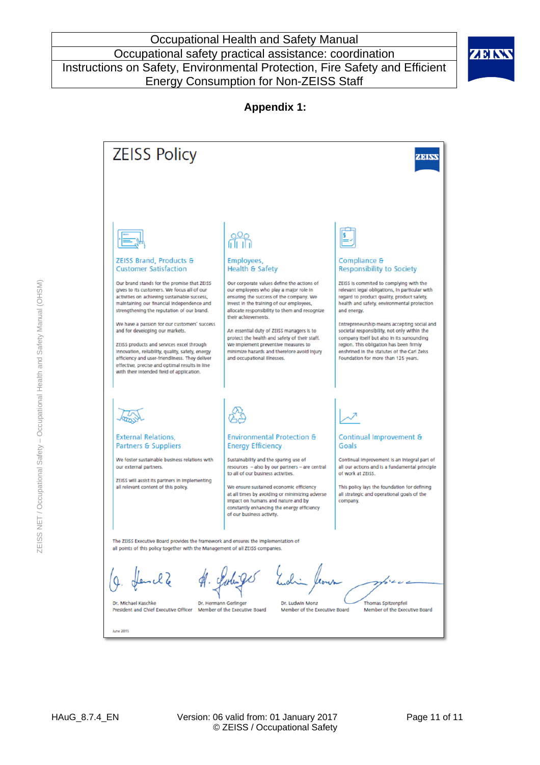## Appendix 1:

# ZEISS Policy

### ZEISS Brand, Products & Customer Satisfaction

Our brand stands for the promise that ZEISS gives to its customers. We focus all of our activities on achieving sustainable success, maintaining our financial independence and strengthening the reputation of our brand.

We have a passion for our customers' success and for developing our markets.

ZEISS products and services excel through innovation, reliability, quality, safety, energy efficiency and user-friendliness. They deliver effective, precise and optimal results in line with their intended field of application.

### Employees, Health & Safety

Our corporate values define the actions of our employees who play a major role in ensuring the success of the company. We invest in the training of our employees, allocate responsibility to them and recognize their achievements.

An essential duty of ZEISS managers is to protect the health and safety of their staff. We implement preventive measures to minimize hazards and therefore avoid injury and occupational illnesses.

### Compliance & Responsibility to Society

ZEISS is commited to complying with the relevant legal obligations, in particular with regard to product quality, product safety, health and safety, environmental protection and energy.

Entrepreneurship means accepting social and societal responsibility, not only within the company itself but also in its surrounding region. This obligation has been firmly enshrined in the statutes of the Carl Zeiss Foundation for more than 125 years.

### External Relations, Partners & Suppliers

We foster sustainable business relations with our external partners.

ZEISS will assist its partners in implementing all relevant content of this policy.

### Environmental Protection & Energy Efficiency

Sustainability and the sparing use of resources – also by our partners – are central to all of our business activities.

We ensure sustained economic efficiency at all times by avoiding or minimizing adverse impact on humans and nature and by constantly enhancing the energy efficiency of our business activity.

### Continual Improvement & Goals

Continual improvement is an integral part of all our actions and is a fundamental principle of work at ZEISS.

This policy lays the foundation for defining all strategic and operational goals of the company.

The ZEISS Executive Board provides the framework and ensures the implementation of all points of this policy together with the Management of all ZEISS companies.

| Dr. Michael Kaschke | Dr. Hermann Gerlinger | Dr. Ludwin Monz | Thomas Spitzenpfeil |
|---|---|---|---|
| President and Chief Executive Officer | Member of the Executive Board | Member of the Executive Board | Member of the Executive Board |

June 2015